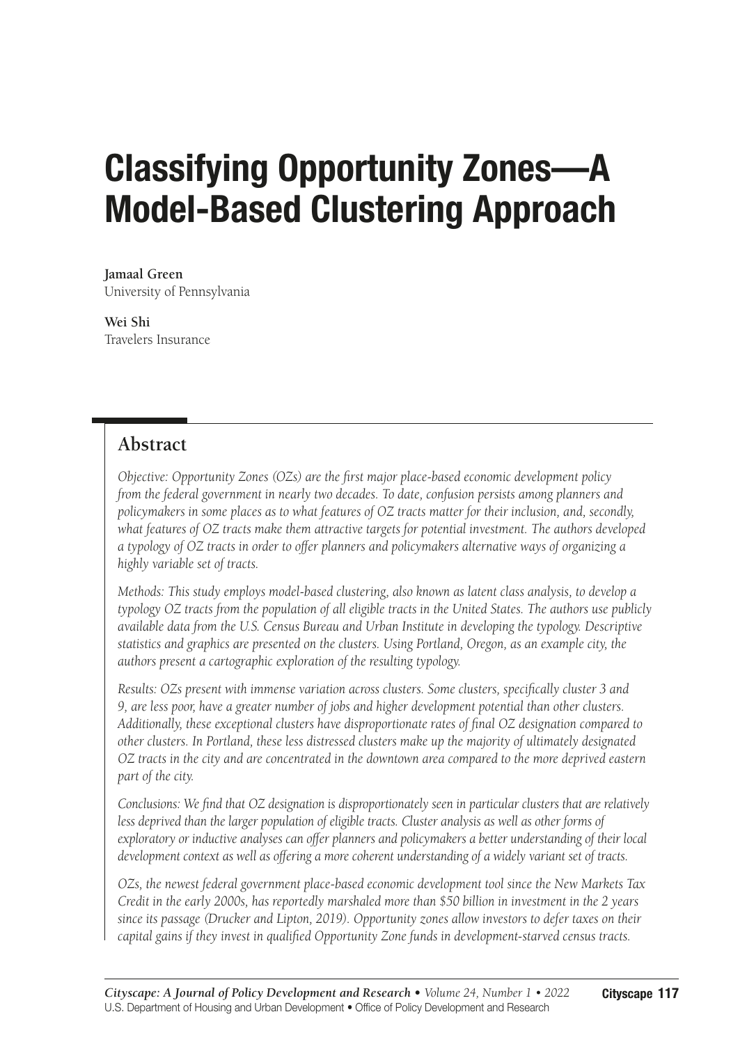# Classifying Opportunity Zones—A Model-Based Clustering Approach

**Jamaal Green**
University of Pennsylvania

**Wei Shi**
Travelers Insurance

## Abstract

*Objective: Opportunity Zones (OZs) are the first major place-based economic development policy from the federal government in nearly two decades. To date, confusion persists among planners and policymakers in some places as to what features of OZ tracts matter for their inclusion, and, secondly, what features of OZ tracts make them attractive targets for potential investment. The authors developed a typology of OZ tracts in order to offer planners and policymakers alternative ways of organizing a highly variable set of tracts.*

*Methods: This study employs model-based clustering, also known as latent class analysis, to develop a typology OZ tracts from the population of all eligible tracts in the United States. The authors use publicly available data from the U.S. Census Bureau and Urban Institute in developing the typology. Descriptive statistics and graphics are presented on the clusters. Using Portland, Oregon, as an example city, the authors present a cartographic exploration of the resulting typology.*

*Results: OZs present with immense variation across clusters. Some clusters, specifically cluster 3 and 9, are less poor, have a greater number of jobs and higher development potential than other clusters. Additionally, these exceptional clusters have disproportionate rates of final OZ designation compared to other clusters. In Portland, these less distressed clusters make up the majority of ultimately designated OZ tracts in the city and are concentrated in the downtown area compared to the more deprived eastern part of the city.*

*Conclusions: We find that OZ designation is disproportionately seen in particular clusters that are relatively less deprived than the larger population of eligible tracts. Cluster analysis as well as other forms of exploratory or inductive analyses can offer planners and policymakers a better understanding of their local development context as well as offering a more coherent understanding of a widely variant set of tracts.*

*OZs, the newest federal government place-based economic development tool since the New Markets Tax Credit in the early 2000s, has reportedly marshaled more than $50 billion in investment in the 2 years since its passage (Drucker and Lipton, 2019). Opportunity zones allow investors to defer taxes on their capital gains if they invest in qualified Opportunity Zone funds in development-starved census tracts.*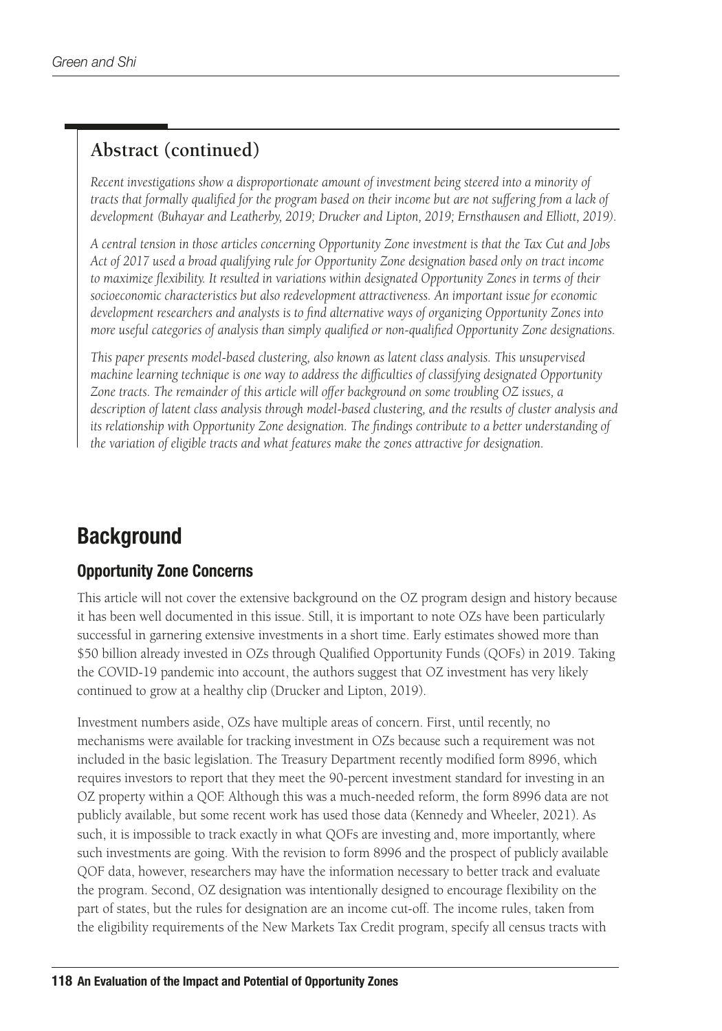## Abstract (continued)

*Recent investigations show a disproportionate amount of investment being steered into a minority of tracts that formally qualified for the program based on their income but are not suffering from a lack of development (Buhayar and Leatherby, 2019; Drucker and Lipton, 2019; Ernsthausen and Elliott, 2019).*

*A central tension in those articles concerning Opportunity Zone investment is that the Tax Cut and Jobs Act of 2017 used a broad qualifying rule for Opportunity Zone designation based only on tract income to maximize flexibility. It resulted in variations within designated Opportunity Zones in terms of their socioeconomic characteristics but also redevelopment attractiveness. An important issue for economic development researchers and analysts is to find alternative ways of organizing Opportunity Zones into more useful categories of analysis than simply qualified or non-qualified Opportunity Zone designations.*

*This paper presents model-based clustering, also known as latent class analysis. This unsupervised machine learning technique is one way to address the difficulties of classifying designated Opportunity Zone tracts. The remainder of this article will offer background on some troubling OZ issues, a description of latent class analysis through model-based clustering, and the results of cluster analysis and its relationship with Opportunity Zone designation. The findings contribute to a better understanding of the variation of eligible tracts and what features make the zones attractive for designation.*

# Background

## Opportunity Zone Concerns

This article will not cover the extensive background on the OZ program design and history because it has been well documented in this issue. Still, it is important to note OZs have been particularly successful in garnering extensive investments in a short time. Early estimates showed more than $50 billion already invested in OZs through Qualified Opportunity Funds (QOFs) in 2019. Taking the COVID-19 pandemic into account, the authors suggest that OZ investment has very likely continued to grow at a healthy clip (Drucker and Lipton, 2019).

Investment numbers aside, OZs have multiple areas of concern. First, until recently, no mechanisms were available for tracking investment in OZs because such a requirement was not included in the basic legislation. The Treasury Department recently modified form 8996, which requires investors to report that they meet the 90-percent investment standard for investing in an OZ property within a QOF. Although this was a much-needed reform, the form 8996 data are not publicly available, but some recent work has used those data (Kennedy and Wheeler, 2021). As such, it is impossible to track exactly in what QOFs are investing and, more importantly, where such investments are going. With the revision to form 8996 and the prospect of publicly available QOF data, however, researchers may have the information necessary to better track and evaluate the program. Second, OZ designation was intentionally designed to encourage flexibility on the part of states, but the rules for designation are an income cut-off. The income rules, taken from the eligibility requirements of the New Markets Tax Credit program, specify all census tracts with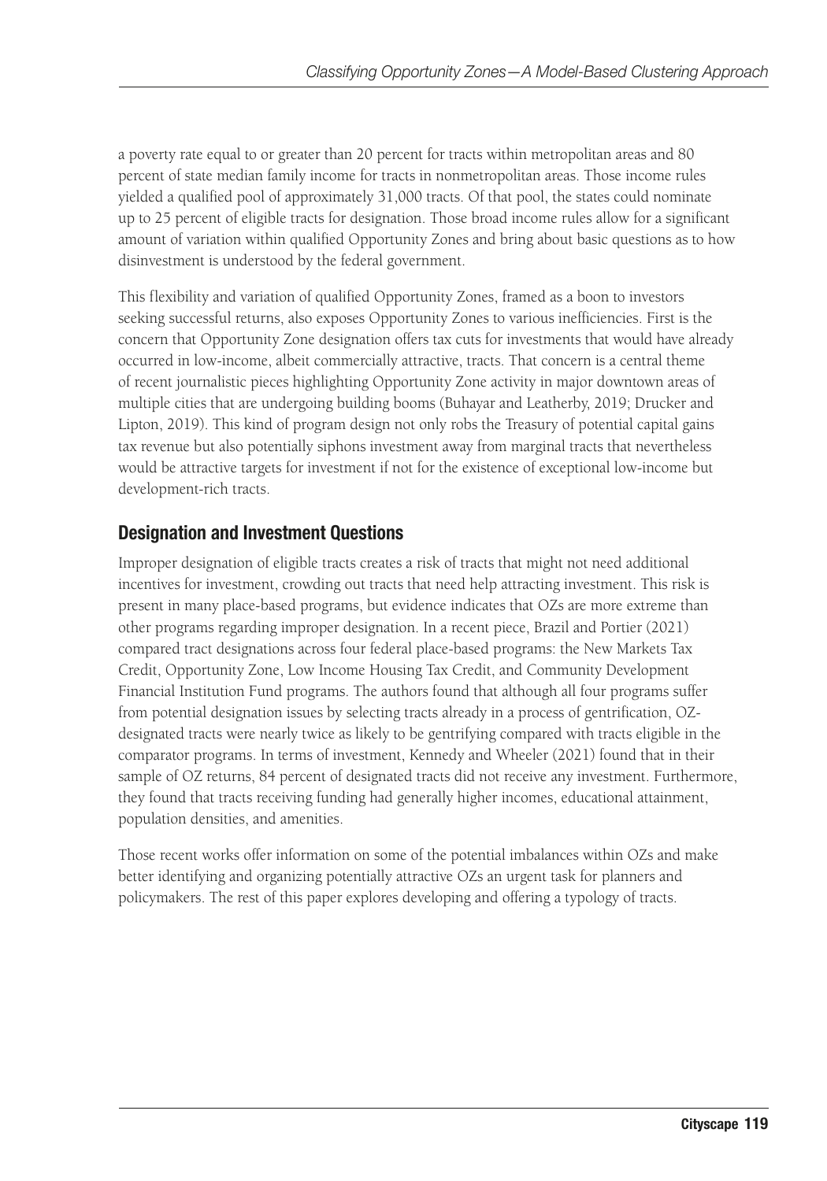a poverty rate equal to or greater than 20 percent for tracts within metropolitan areas and 80 percent of state median family income for tracts in nonmetropolitan areas. Those income rules yielded a qualified pool of approximately 31,000 tracts. Of that pool, the states could nominate up to 25 percent of eligible tracts for designation. Those broad income rules allow for a significant amount of variation within qualified Opportunity Zones and bring about basic questions as to how disinvestment is understood by the federal government.

This flexibility and variation of qualified Opportunity Zones, framed as a boon to investors seeking successful returns, also exposes Opportunity Zones to various inefficiencies. First is the concern that Opportunity Zone designation offers tax cuts for investments that would have already occurred in low-income, albeit commercially attractive, tracts. That concern is a central theme of recent journalistic pieces highlighting Opportunity Zone activity in major downtown areas of multiple cities that are undergoing building booms (Buhayar and Leatherby, 2019; Drucker and Lipton, 2019). This kind of program design not only robs the Treasury of potential capital gains tax revenue but also potentially siphons investment away from marginal tracts that nevertheless would be attractive targets for investment if not for the existence of exceptional low-income but development-rich tracts.

## Designation and Investment Questions

Improper designation of eligible tracts creates a risk of tracts that might not need additional incentives for investment, crowding out tracts that need help attracting investment. This risk is present in many place-based programs, but evidence indicates that OZs are more extreme than other programs regarding improper designation. In a recent piece, Brazil and Portier (2021) compared tract designations across four federal place-based programs: the New Markets Tax Credit, Opportunity Zone, Low Income Housing Tax Credit, and Community Development Financial Institution Fund programs. The authors found that although all four programs suffer from potential designation issues by selecting tracts already in a process of gentrification, OZ-designated tracts were nearly twice as likely to be gentrifying compared with tracts eligible in the comparator programs. In terms of investment, Kennedy and Wheeler (2021) found that in their sample of OZ returns, 84 percent of designated tracts did not receive any investment. Furthermore, they found that tracts receiving funding had generally higher incomes, educational attainment, population densities, and amenities.

Those recent works offer information on some of the potential imbalances within OZs and make better identifying and organizing potentially attractive OZs an urgent task for planners and policymakers. The rest of this paper explores developing and offering a typology of tracts.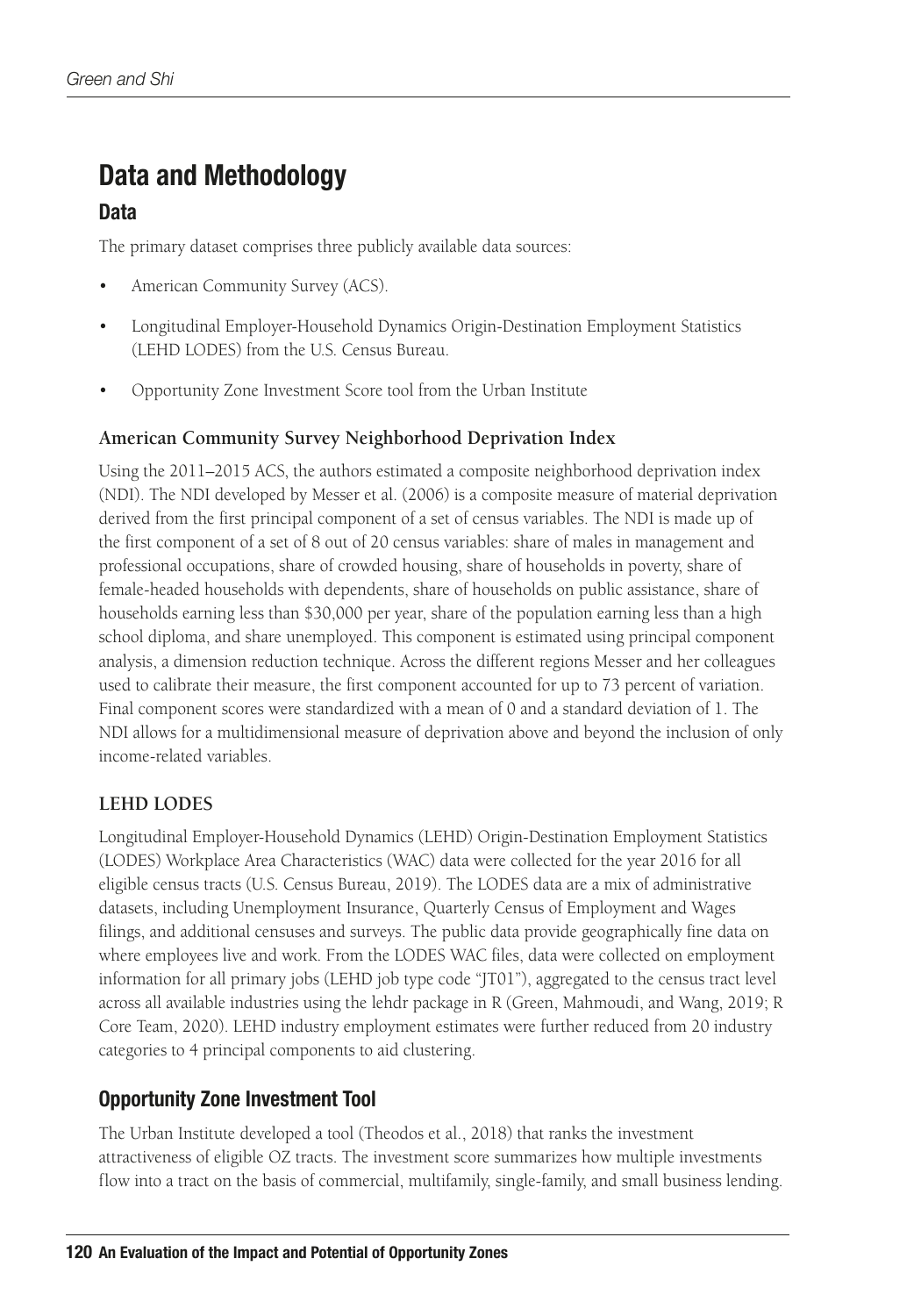## Data and Methodology

### Data

The primary dataset comprises three publicly available data sources:

- American Community Survey (ACS).
- Longitudinal Employer-Household Dynamics Origin-Destination Employment Statistics (LEHD LODES) from the U.S. Census Bureau.
- Opportunity Zone Investment Score tool from the Urban Institute

#### American Community Survey Neighborhood Deprivation Index

Using the 2011–2015 ACS, the authors estimated a composite neighborhood deprivation index (NDI). The NDI developed by Messer et al. (2006) is a composite measure of material deprivation derived from the first principal component of a set of census variables. The NDI is made up of the first component of a set of 8 out of 20 census variables: share of males in management and professional occupations, share of crowded housing, share of households in poverty, share of female-headed households with dependents, share of households on public assistance, share of households earning less than $30,000 per year, share of the population earning less than a high school diploma, and share unemployed. This component is estimated using principal component analysis, a dimension reduction technique. Across the different regions Messer and her colleagues used to calibrate their measure, the first component accounted for up to 73 percent of variation. Final component scores were standardized with a mean of 0 and a standard deviation of 1. The NDI allows for a multidimensional measure of deprivation above and beyond the inclusion of only income-related variables.

#### LEHD LODES

Longitudinal Employer-Household Dynamics (LEHD) Origin-Destination Employment Statistics (LODES) Workplace Area Characteristics (WAC) data were collected for the year 2016 for all eligible census tracts (U.S. Census Bureau, 2019). The LODES data are a mix of administrative datasets, including Unemployment Insurance, Quarterly Census of Employment and Wages filings, and additional censuses and surveys. The public data provide geographically fine data on where employees live and work. From the LODES WAC files, data were collected on employment information for all primary jobs (LEHD job type code "JT01"), aggregated to the census tract level across all available industries using the lehdr package in R (Green, Mahmoudi, and Wang, 2019; R Core Team, 2020). LEHD industry employment estimates were further reduced from 20 industry categories to 4 principal components to aid clustering.

### Opportunity Zone Investment Tool

The Urban Institute developed a tool (Theodos et al., 2018) that ranks the investment attractiveness of eligible OZ tracts. The investment score summarizes how multiple investments flow into a tract on the basis of commercial, multifamily, single-family, and small business lending.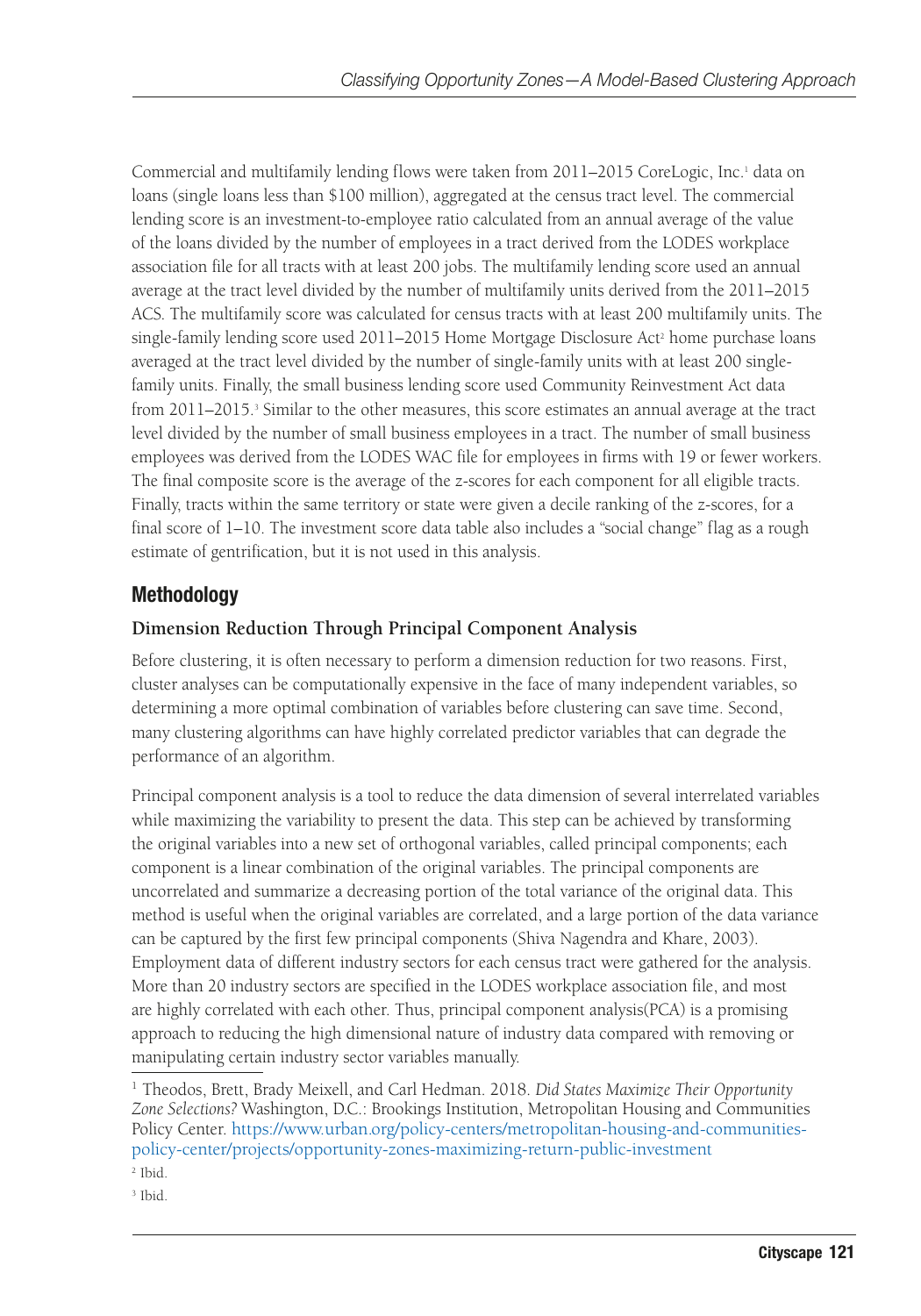Commercial and multifamily lending flows were taken from 2011–2015 CoreLogic, Inc.[1] data on loans (single loans less than $100 million), aggregated at the census tract level. The commercial lending score is an investment-to-employee ratio calculated from an annual average of the value of the loans divided by the number of employees in a tract derived from the LODES workplace association file for all tracts with at least 200 jobs. The multifamily lending score used an annual average at the tract level divided by the number of multifamily units derived from the 2011–2015 ACS. The multifamily score was calculated for census tracts with at least 200 multifamily units. The single-family lending score used 2011–2015 Home Mortgage Disclosure Act[2] home purchase loans averaged at the tract level divided by the number of single-family units with at least 200 single-family units. Finally, the small business lending score used Community Reinvestment Act data from 2011–2015.[3] Similar to the other measures, this score estimates an annual average at the tract level divided by the number of small business employees in a tract. The number of small business employees was derived from the LODES WAC file for employees in firms with 19 or fewer workers. The final composite score is the average of the *z*-scores for each component for all eligible tracts. Finally, tracts within the same territory or state were given a decile ranking of the *z*-scores, for a final score of 1–10. The investment score data table also includes a "social change" flag as a rough estimate of gentrification, but it is not used in this analysis.

## Methodology

### Dimension Reduction Through Principal Component Analysis

Before clustering, it is often necessary to perform a dimension reduction for two reasons. First, cluster analyses can be computationally expensive in the face of many independent variables, so determining a more optimal combination of variables before clustering can save time. Second, many clustering algorithms can have highly correlated predictor variables that can degrade the performance of an algorithm.

Principal component analysis is a tool to reduce the data dimension of several interrelated variables while maximizing the variability to present the data. This step can be achieved by transforming the original variables into a new set of orthogonal variables, called principal components; each component is a linear combination of the original variables. The principal components are uncorrelated and summarize a decreasing portion of the total variance of the original data. This method is useful when the original variables are correlated, and a large portion of the data variance can be captured by the first few principal components (Shiva Nagendra and Khare, 2003). Employment data of different industry sectors for each census tract were gathered for the analysis. More than 20 industry sectors are specified in the LODES workplace association file, and most are highly correlated with each other. Thus, principal component analysis(PCA) is a promising approach to reducing the high dimensional nature of industry data compared with removing or manipulating certain industry sector variables manually.

---

[1] Theodos, Brett, Brady Meixell, and Carl Hedman. 2018. *Did States Maximize Their Opportunity Zone Selections?* Washington, D.C.: Brookings Institution, Metropolitan Housing and Communities Policy Center. https://www.urban.org/policy-centers/metropolitan-housing-and-communities-policy-center/projects/opportunity-zones-maximizing-return-public-investment

[2] Ibid.

[3] Ibid.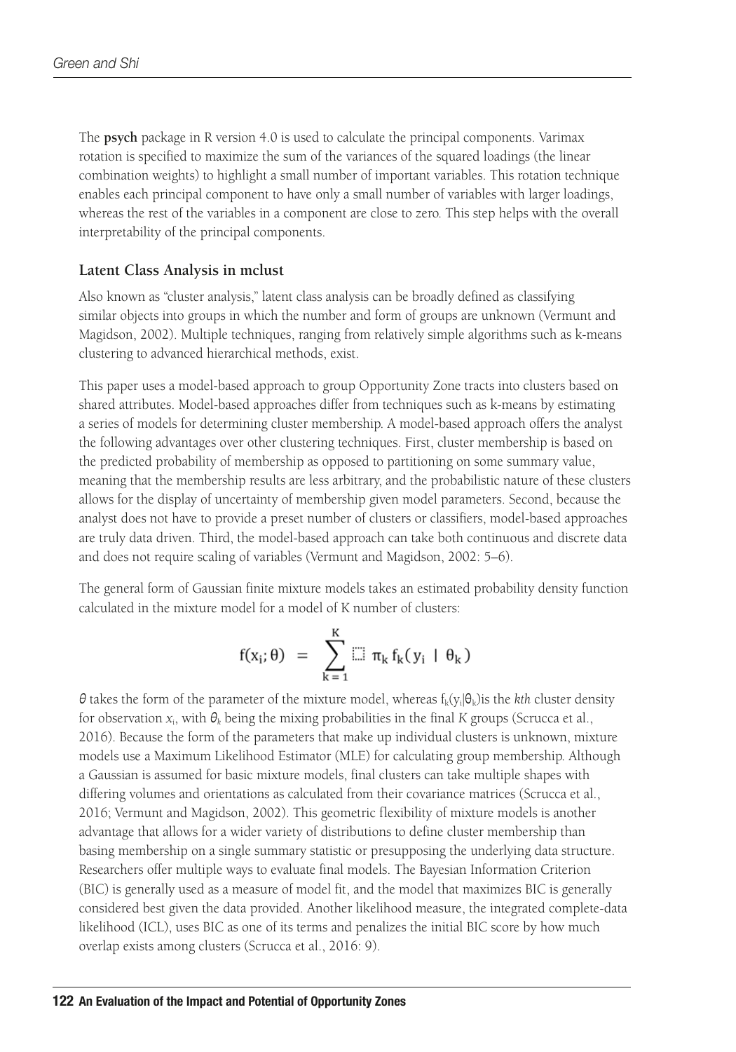The **psych** package in R version 4.0 is used to calculate the principal components. Varimax rotation is specified to maximize the sum of the variances of the squared loadings (the linear combination weights) to highlight a small number of important variables. This rotation technique enables each principal component to have only a small number of variables with larger loadings, whereas the rest of the variables in a component are close to zero. This step helps with the overall interpretability of the principal components.

### Latent Class Analysis in mclust

Also known as "cluster analysis," latent class analysis can be broadly defined as classifying similar objects into groups in which the number and form of groups are unknown (Vermunt and Magidson, 2002). Multiple techniques, ranging from relatively simple algorithms such as k-means clustering to advanced hierarchical methods, exist.

This paper uses a model-based approach to group Opportunity Zone tracts into clusters based on shared attributes. Model-based approaches differ from techniques such as k-means by estimating a series of models for determining cluster membership. A model-based approach offers the analyst the following advantages over other clustering techniques. First, cluster membership is based on the predicted probability of membership as opposed to partitioning on some summary value, meaning that the membership results are less arbitrary, and the probabilistic nature of these clusters allows for the display of uncertainty of membership given model parameters. Second, because the analyst does not have to provide a preset number of clusters or classifiers, model-based approaches are truly data driven. Third, the model-based approach can take both continuous and discrete data and does not require scaling of variables (Vermunt and Magidson, 2002: 5–6).

The general form of Gaussian finite mixture models takes an estimated probability density function calculated in the mixture model for a model of K number of clusters:

$$f(x_i; \theta) = \sum_{k=1}^{K} \pi_k f_k(y_i \mid \theta_k)$$

$\theta$ takes the form of the parameter of the mixture model, whereas $f_k(y_i|\theta_k)$is the *kth* cluster density for observation $x_i$, with $\theta_k$ being the mixing probabilities in the final $K$ groups (Scrucca et al., 2016). Because the form of the parameters that make up individual clusters is unknown, mixture models use a Maximum Likelihood Estimator (MLE) for calculating group membership. Although a Gaussian is assumed for basic mixture models, final clusters can take multiple shapes with differing volumes and orientations as calculated from their covariance matrices (Scrucca et al., 2016; Vermunt and Magidson, 2002). This geometric flexibility of mixture models is another advantage that allows for a wider variety of distributions to define cluster membership than basing membership on a single summary statistic or presupposing the underlying data structure. Researchers offer multiple ways to evaluate final models. The Bayesian Information Criterion (BIC) is generally used as a measure of model fit, and the model that maximizes BIC is generally considered best given the data provided. Another likelihood measure, the integrated complete-data likelihood (ICL), uses BIC as one of its terms and penalizes the initial BIC score by how much overlap exists among clusters (Scrucca et al., 2016: 9).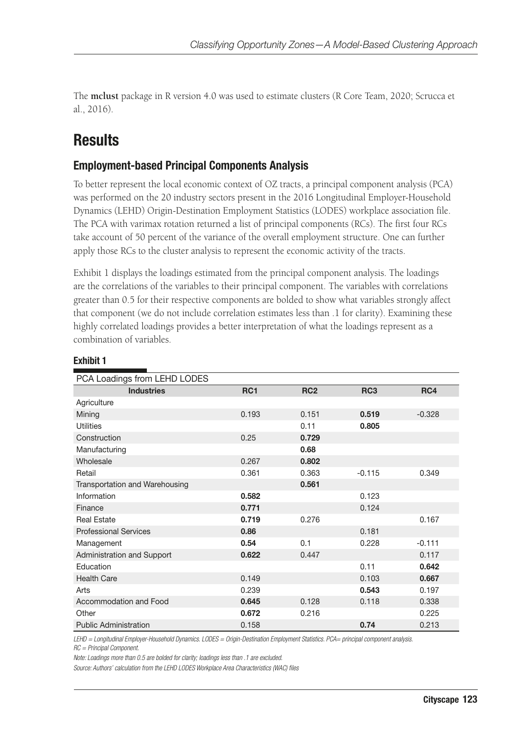The **mclust** package in R version 4.0 was used to estimate clusters (R Core Team, 2020; Scrucca et al., 2016).

# Results

## Employment-based Principal Components Analysis

To better represent the local economic context of OZ tracts, a principal component analysis (PCA) was performed on the 20 industry sectors present in the 2016 Longitudinal Employer-Household Dynamics (LEHD) Origin-Destination Employment Statistics (LODES) workplace association file. The PCA with varimax rotation returned a list of principal components (RCs). The first four RCs take account of 50 percent of the variance of the overall employment structure. One can further apply those RCs to the cluster analysis to represent the economic activity of the tracts.

Exhibit 1 displays the loadings estimated from the principal component analysis. The loadings are the correlations of the variables to their principal component. The variables with correlations greater than 0.5 for their respective components are bolded to show what variables strongly affect that component (we do not include correlation estimates less than .1 for clarity). Examining these highly correlated loadings provides a better interpretation of what the loadings represent as a combination of variables.

**Exhibit 1**

PCA Loadings from LEHD LODES

| Industries | RC1 | RC2 | RC3 | RC4 |
|---|---|---|---|---|
| Agriculture | | | | |
| Mining | 0.193 | 0.151 | **0.519** | -0.328 |
| Utilities | | 0.11 | **0.805** | |
| Construction | 0.25 | **0.729** | | |
| Manufacturing | | **0.68** | | |
| Wholesale | 0.267 | **0.802** | | |
| Retail | 0.361 | 0.363 | -0.115 | 0.349 |
| Transportation and Warehousing | | **0.561** | | |
| Information | **0.582** | | 0.123 | |
| Finance | **0.771** | | 0.124 | |
| Real Estate | **0.719** | 0.276 | | 0.167 |
| Professional Services | **0.86** | | 0.181 | |
| Management | **0.54** | 0.1 | 0.228 | -0.111 |
| Administration and Support | **0.622** | 0.447 | | 0.117 |
| Education | | | 0.11 | **0.642** |
| Health Care | 0.149 | | 0.103 | **0.667** |
| Arts | 0.239 | | **0.543** | 0.197 |
| Accommodation and Food | **0.645** | 0.128 | 0.118 | 0.338 |
| Other | **0.672** | 0.216 | | 0.225 |
| Public Administration | 0.158 | | **0.74** | 0.213 |

*LEHD = Longitudinal Employer-Household Dynamics. LODES = Origin-Destination Employment Statistics. PCA= principal component analysis. RC = Principal Component.*

*Note: Loadings more than 0.5 are bolded for clarity; loadings less than .1 are excluded.*

*Source: Authors' calculation from the LEHD LODES Workplace Area Characteristics (WAC) files*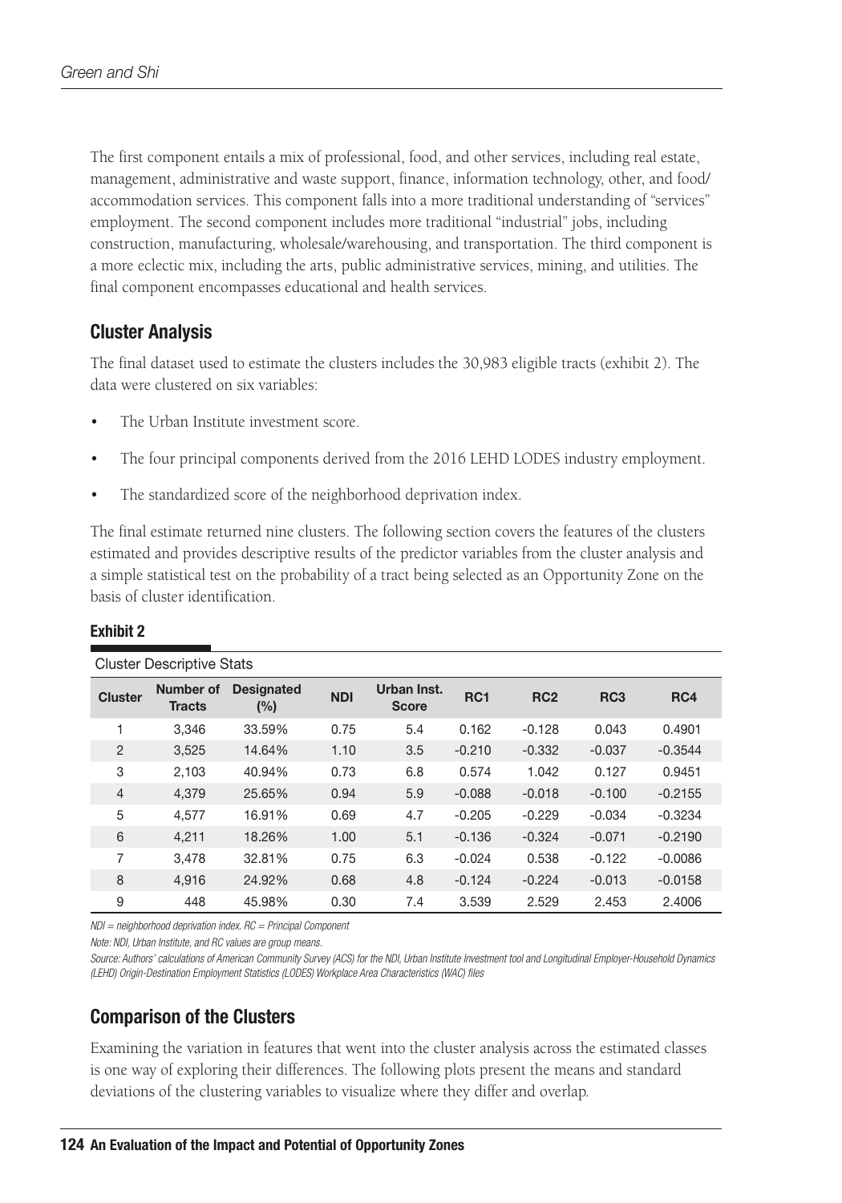The first component entails a mix of professional, food, and other services, including real estate, management, administrative and waste support, finance, information technology, other, and food/accommodation services. This component falls into a more traditional understanding of "services" employment. The second component includes more traditional "industrial" jobs, including construction, manufacturing, wholesale/warehousing, and transportation. The third component is a more eclectic mix, including the arts, public administrative services, mining, and utilities. The final component encompasses educational and health services.

## Cluster Analysis

The final dataset used to estimate the clusters includes the 30,983 eligible tracts (exhibit 2). The data were clustered on six variables:

- The Urban Institute investment score.
- The four principal components derived from the 2016 LEHD LODES industry employment.
- The standardized score of the neighborhood deprivation index.

The final estimate returned nine clusters. The following section covers the features of the clusters estimated and provides descriptive results of the predictor variables from the cluster analysis and a simple statistical test on the probability of a tract being selected as an Opportunity Zone on the basis of cluster identification.

**Exhibit 2**

Cluster Descriptive Stats

| Cluster | Number of Tracts | Designated (%) | NDI | Urban Inst. Score | RC1 | RC2 | RC3 | RC4 |
|---|---|---|---|---|---|---|---|---|
| 1 | 3,346 | 33.59% | 0.75 | 5.4 | 0.162 | -0.128 | 0.043 | 0.4901 |
| 2 | 3,525 | 14.64% | 1.10 | 3.5 | -0.210 | -0.332 | -0.037 | -0.3544 |
| 3 | 2,103 | 40.94% | 0.73 | 6.8 | 0.574 | 1.042 | 0.127 | 0.9451 |
| 4 | 4,379 | 25.65% | 0.94 | 5.9 | -0.088 | -0.018 | -0.100 | -0.2155 |
| 5 | 4,577 | 16.91% | 0.69 | 4.7 | -0.205 | -0.229 | -0.034 | -0.3234 |
| 6 | 4,211 | 18.26% | 1.00 | 5.1 | -0.136 | -0.324 | -0.071 | -0.2190 |
| 7 | 3,478 | 32.81% | 0.75 | 6.3 | -0.024 | 0.538 | -0.122 | -0.0086 |
| 8 | 4,916 | 24.92% | 0.68 | 4.8 | -0.124 | -0.224 | -0.013 | -0.0158 |
| 9 | 448 | 45.98% | 0.30 | 7.4 | 3.539 | 2.529 | 2.453 | 2.4006 |

*NDI = neighborhood deprivation index. RC = Principal Component*

*Note: NDI, Urban Institute, and RC values are group means.*

*Source: Authors' calculations of American Community Survey (ACS) for the NDI, Urban Institute Investment tool and Longitudinal Employer-Household Dynamics (LEHD) Origin-Destination Employment Statistics (LODES) Workplace Area Characteristics (WAC) files*

## Comparison of the Clusters

Examining the variation in features that went into the cluster analysis across the estimated classes is one way of exploring their differences. The following plots present the means and standard deviations of the clustering variables to visualize where they differ and overlap.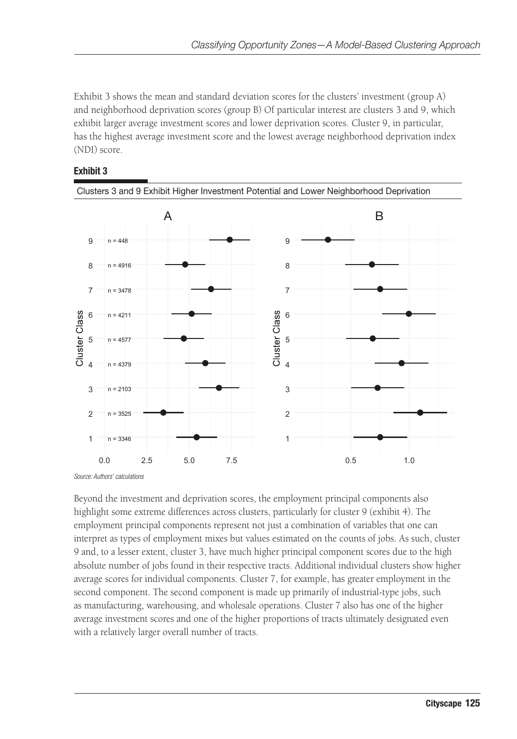Exhibit 3 shows the mean and standard deviation scores for the clusters' investment (group A) and neighborhood deprivation scores (group B) Of particular interest are clusters 3 and 9, which exhibit larger average investment scores and lower deprivation scores. Cluster 9, in particular, has the highest average investment score and the lowest average neighborhood deprivation index (NDI) score.

**Exhibit 3**

Clusters 3 and 9 Exhibit Higher Investment Potential and Lower Neighborhood Deprivation

*Source: Authors' calculations*

Beyond the investment and deprivation scores, the employment principal components also highlight some extreme differences across clusters, particularly for cluster 9 (exhibit 4). The employment principal components represent not just a combination of variables that one can interpret as types of employment mixes but values estimated on the counts of jobs. As such, cluster 9 and, to a lesser extent, cluster 3, have much higher principal component scores due to the high absolute number of jobs found in their respective tracts. Additional individual clusters show higher average scores for individual components. Cluster 7, for example, has greater employment in the second component. The second component is made up primarily of industrial-type jobs, such as manufacturing, warehousing, and wholesale operations. Cluster 7 also has one of the higher average investment scores and one of the higher proportions of tracts ultimately designated even with a relatively larger overall number of tracts.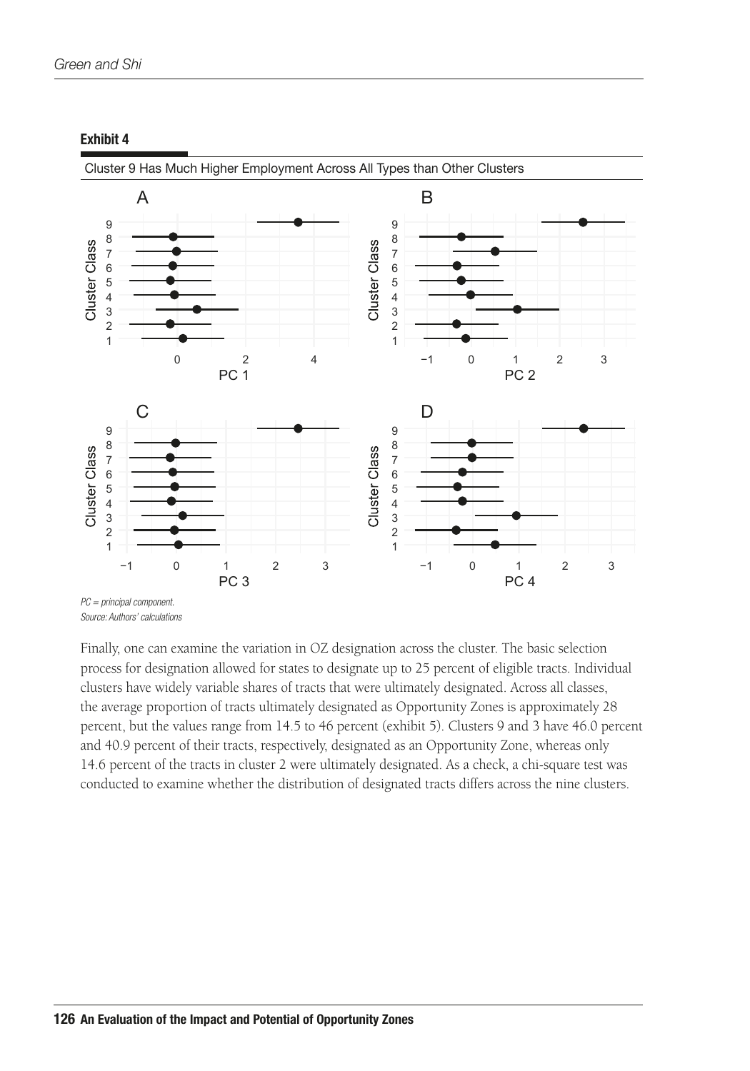**Exhibit 4**

Cluster 9 Has Much Higher Employment Across All Types than Other Clusters

*PC = principal component.*
*Source: Authors' calculations*

Finally, one can examine the variation in OZ designation across the cluster. The basic selection process for designation allowed for states to designate up to 25 percent of eligible tracts. Individual clusters have widely variable shares of tracts that were ultimately designated. Across all classes, the average proportion of tracts ultimately designated as Opportunity Zones is approximately 28 percent, but the values range from 14.5 to 46 percent (exhibit 5). Clusters 9 and 3 have 46.0 percent and 40.9 percent of their tracts, respectively, designated as an Opportunity Zone, whereas only 14.6 percent of the tracts in cluster 2 were ultimately designated. As a check, a chi-square test was conducted to examine whether the distribution of designated tracts differs across the nine clusters.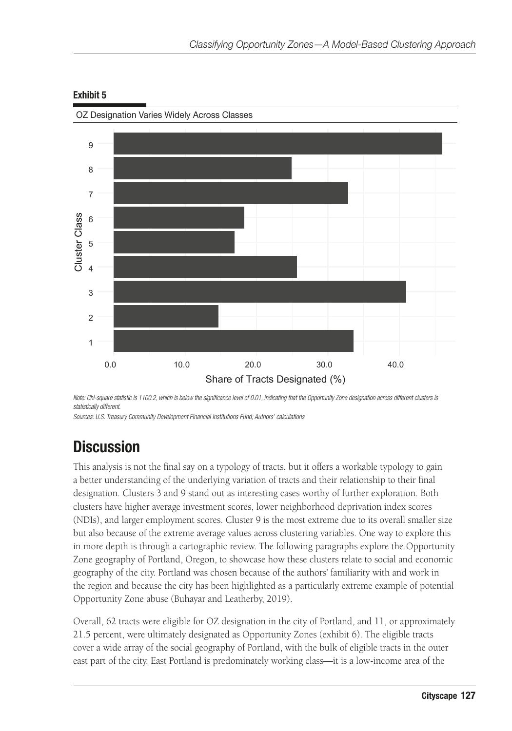**Exhibit 5**

OZ Designation Varies Widely Across Classes

*Note: Chi-square statistic is 1100.2, which is below the significance level of 0.01, indicating that the Opportunity Zone designation across different clusters is statistically different.*

*Sources: U.S. Treasury Community Development Financial Institutions Fund; Authors' calculations*

## Discussion

This analysis is not the final say on a typology of tracts, but it offers a workable typology to gain a better understanding of the underlying variation of tracts and their relationship to their final designation. Clusters 3 and 9 stand out as interesting cases worthy of further exploration. Both clusters have higher average investment scores, lower neighborhood deprivation index scores (NDIs), and larger employment scores. Cluster 9 is the most extreme due to its overall smaller size but also because of the extreme average values across clustering variables. One way to explore this in more depth is through a cartographic review. The following paragraphs explore the Opportunity Zone geography of Portland, Oregon, to showcase how these clusters relate to social and economic geography of the city. Portland was chosen because of the authors' familiarity with and work in the region and because the city has been highlighted as a particularly extreme example of potential Opportunity Zone abuse (Buhayar and Leatherby, 2019).

Overall, 62 tracts were eligible for OZ designation in the city of Portland, and 11, or approximately 21.5 percent, were ultimately designated as Opportunity Zones (exhibit 6). The eligible tracts cover a wide array of the social geography of Portland, with the bulk of eligible tracts in the outer east part of the city. East Portland is predominately working class—it is a low-income area of the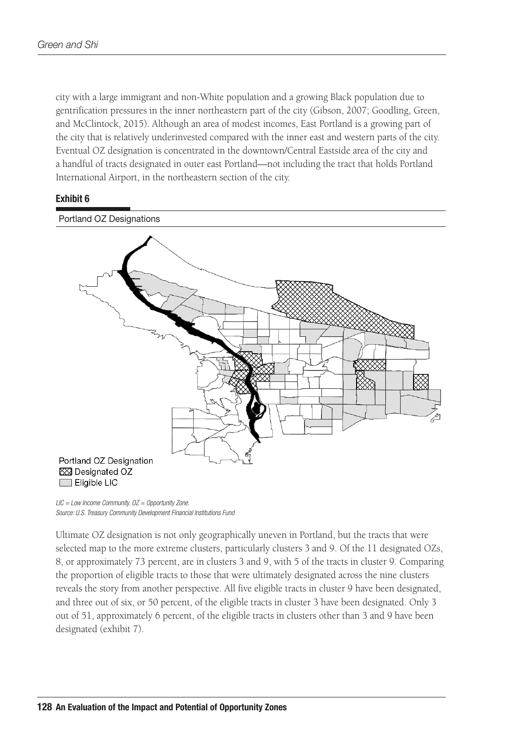city with a large immigrant and non-White population and a growing Black population due to gentrification pressures in the inner northeastern part of the city (Gibson, 2007; Goodling, Green, and McClintock, 2015). Although an area of modest incomes, East Portland is a growing part of the city that is relatively underinvested compared with the inner east and western parts of the city. Eventual OZ designation is concentrated in the downtown/Central Eastside area of the city and a handful of tracts designated in outer east Portland—not including the tract that holds Portland International Airport, in the northeastern section of the city.

**Exhibit 6**

Portland OZ Designations

Portland OZ Designation
Designated OZ
Eligible LIC

*LIC = Low Income Community. OZ = Opportunity Zone.*
*Source: U.S. Treasury Community Development Financial Institutions Fund*

Ultimate OZ designation is not only geographically uneven in Portland, but the tracts that were selected map to the more extreme clusters, particularly clusters 3 and 9. Of the 11 designated OZs, 8, or approximately 73 percent, are in clusters 3 and 9, with 5 of the tracts in cluster 9. Comparing the proportion of eligible tracts to those that were ultimately designated across the nine clusters reveals the story from another perspective. All five eligible tracts in cluster 9 have been designated, and three out of six, or 50 percent, of the eligible tracts in cluster 3 have been designated. Only 3 out of 51, approximately 6 percent, of the eligible tracts in clusters other than 3 and 9 have been designated (exhibit 7).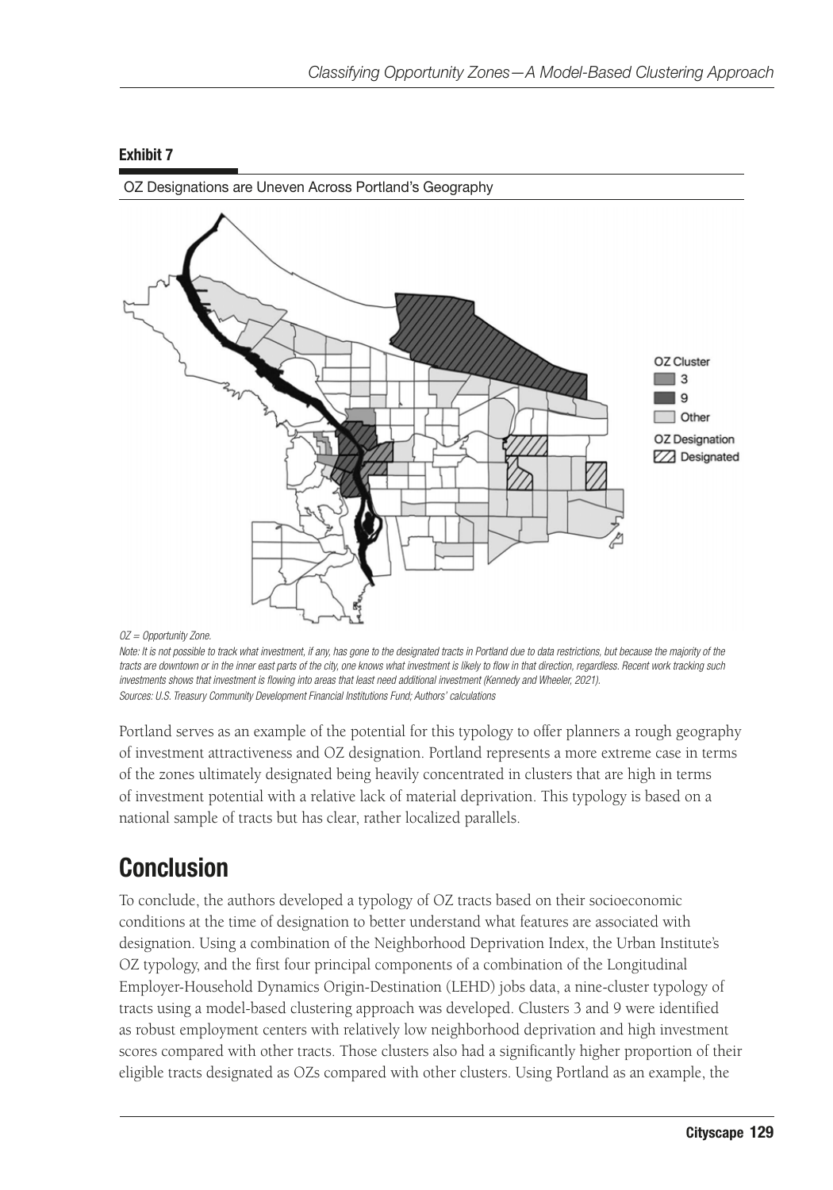**Exhibit 7**

OZ Designations are Uneven Across Portland's Geography

OZ Cluster
3
9
Other
OZ Designation
Designated

*OZ = Opportunity Zone.*

*Note: It is not possible to track what investment, if any, has gone to the designated tracts in Portland due to data restrictions, but because the majority of the tracts are downtown or in the inner east parts of the city, one knows what investment is likely to flow in that direction, regardless. Recent work tracking such investments shows that investment is flowing into areas that least need additional investment (Kennedy and Wheeler, 2021).*

*Sources: U.S. Treasury Community Development Financial Institutions Fund; Authors' calculations*

Portland serves as an example of the potential for this typology to offer planners a rough geography of investment attractiveness and OZ designation. Portland represents a more extreme case in terms of the zones ultimately designated being heavily concentrated in clusters that are high in terms of investment potential with a relative lack of material deprivation. This typology is based on a national sample of tracts but has clear, rather localized parallels.

## Conclusion

To conclude, the authors developed a typology of OZ tracts based on their socioeconomic conditions at the time of designation to better understand what features are associated with designation. Using a combination of the Neighborhood Deprivation Index, the Urban Institute's OZ typology, and the first four principal components of a combination of the Longitudinal Employer-Household Dynamics Origin-Destination (LEHD) jobs data, a nine-cluster typology of tracts using a model-based clustering approach was developed. Clusters 3 and 9 were identified as robust employment centers with relatively low neighborhood deprivation and high investment scores compared with other tracts. Those clusters also had a significantly higher proportion of their eligible tracts designated as OZs compared with other clusters. Using Portland as an example, the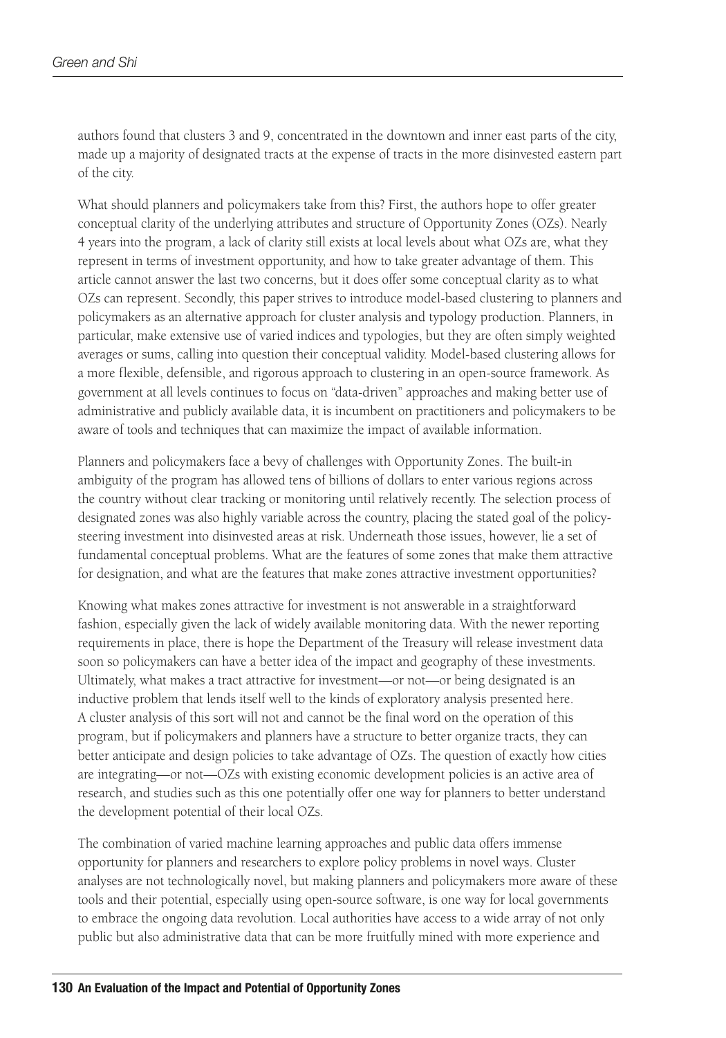authors found that clusters 3 and 9, concentrated in the downtown and inner east parts of the city, made up a majority of designated tracts at the expense of tracts in the more disinvested eastern part of the city.

What should planners and policymakers take from this? First, the authors hope to offer greater conceptual clarity of the underlying attributes and structure of Opportunity Zones (OZs). Nearly 4 years into the program, a lack of clarity still exists at local levels about what OZs are, what they represent in terms of investment opportunity, and how to take greater advantage of them. This article cannot answer the last two concerns, but it does offer some conceptual clarity as to what OZs can represent. Secondly, this paper strives to introduce model-based clustering to planners and policymakers as an alternative approach for cluster analysis and typology production. Planners, in particular, make extensive use of varied indices and typologies, but they are often simply weighted averages or sums, calling into question their conceptual validity. Model-based clustering allows for a more flexible, defensible, and rigorous approach to clustering in an open-source framework. As government at all levels continues to focus on "data-driven" approaches and making better use of administrative and publicly available data, it is incumbent on practitioners and policymakers to be aware of tools and techniques that can maximize the impact of available information.

Planners and policymakers face a bevy of challenges with Opportunity Zones. The built-in ambiguity of the program has allowed tens of billions of dollars to enter various regions across the country without clear tracking or monitoring until relatively recently. The selection process of designated zones was also highly variable across the country, placing the stated goal of the policy-steering investment into disinvested areas at risk. Underneath those issues, however, lie a set of fundamental conceptual problems. What are the features of some zones that make them attractive for designation, and what are the features that make zones attractive investment opportunities?

Knowing what makes zones attractive for investment is not answerable in a straightforward fashion, especially given the lack of widely available monitoring data. With the newer reporting requirements in place, there is hope the Department of the Treasury will release investment data soon so policymakers can have a better idea of the impact and geography of these investments. Ultimately, what makes a tract attractive for investment—or not—or being designated is an inductive problem that lends itself well to the kinds of exploratory analysis presented here. A cluster analysis of this sort will not and cannot be the final word on the operation of this program, but if policymakers and planners have a structure to better organize tracts, they can better anticipate and design policies to take advantage of OZs. The question of exactly how cities are integrating—or not—OZs with existing economic development policies is an active area of research, and studies such as this one potentially offer one way for planners to better understand the development potential of their local OZs.

The combination of varied machine learning approaches and public data offers immense opportunity for planners and researchers to explore policy problems in novel ways. Cluster analyses are not technologically novel, but making planners and policymakers more aware of these tools and their potential, especially using open-source software, is one way for local governments to embrace the ongoing data revolution. Local authorities have access to a wide array of not only public but also administrative data that can be more fruitfully mined with more experience and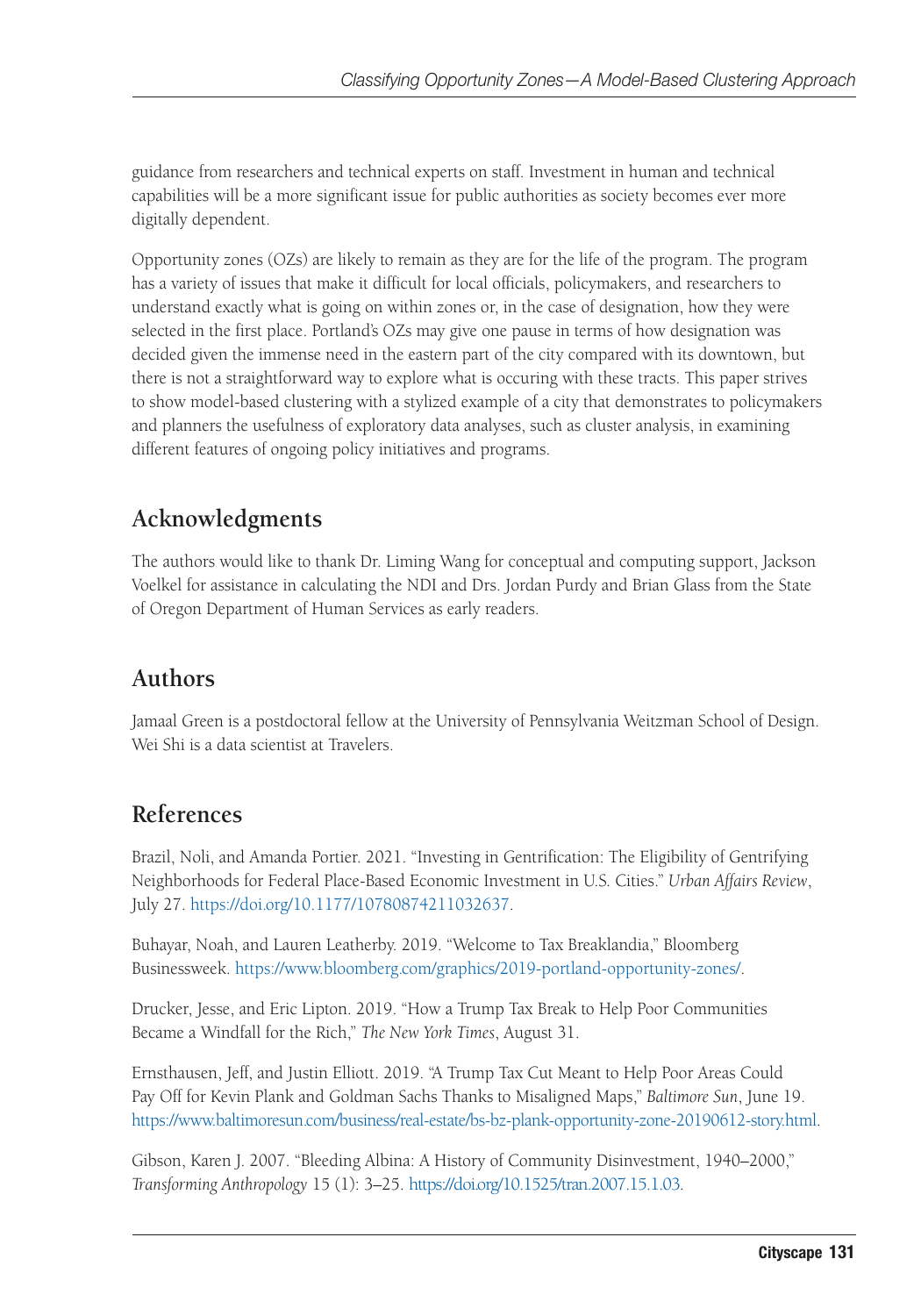guidance from researchers and technical experts on staff. Investment in human and technical capabilities will be a more significant issue for public authorities as society becomes ever more digitally dependent.

Opportunity zones (OZs) are likely to remain as they are for the life of the program. The program has a variety of issues that make it difficult for local officials, policymakers, and researchers to understand exactly what is going on within zones or, in the case of designation, how they were selected in the first place. Portland's OZs may give one pause in terms of how designation was decided given the immense need in the eastern part of the city compared with its downtown, but there is not a straightforward way to explore what is occuring with these tracts. This paper strives to show model-based clustering with a stylized example of a city that demonstrates to policymakers and planners the usefulness of exploratory data analyses, such as cluster analysis, in examining different features of ongoing policy initiatives and programs.

## Acknowledgments

The authors would like to thank Dr. Liming Wang for conceptual and computing support, Jackson Voelkel for assistance in calculating the NDI and Drs. Jordan Purdy and Brian Glass from the State of Oregon Department of Human Services as early readers.

## Authors

Jamaal Green is a postdoctoral fellow at the University of Pennsylvania Weitzman School of Design. Wei Shi is a data scientist at Travelers.

## References

Brazil, Noli, and Amanda Portier. 2021. "Investing in Gentrification: The Eligibility of Gentrifying Neighborhoods for Federal Place-Based Economic Investment in U.S. Cities." *Urban Affairs Review*, July 27. https://doi.org/10.1177/10780874211032637.

Buhayar, Noah, and Lauren Leatherby. 2019. "Welcome to Tax Breaklandia," Bloomberg Businessweek. https://www.bloomberg.com/graphics/2019-portland-opportunity-zones/.

Drucker, Jesse, and Eric Lipton. 2019. "How a Trump Tax Break to Help Poor Communities Became a Windfall for the Rich," *The New York Times*, August 31.

Ernsthausen, Jeff, and Justin Elliott. 2019. "A Trump Tax Cut Meant to Help Poor Areas Could Pay Off for Kevin Plank and Goldman Sachs Thanks to Misaligned Maps," *Baltimore Sun*, June 19. https://www.baltimoresun.com/business/real-estate/bs-bz-plank-opportunity-zone-20190612-story.html.

Gibson, Karen J. 2007. "Bleeding Albina: A History of Community Disinvestment, 1940–2000," *Transforming Anthropology* 15 (1): 3–25. https://doi.org/10.1525/tran.2007.15.1.03.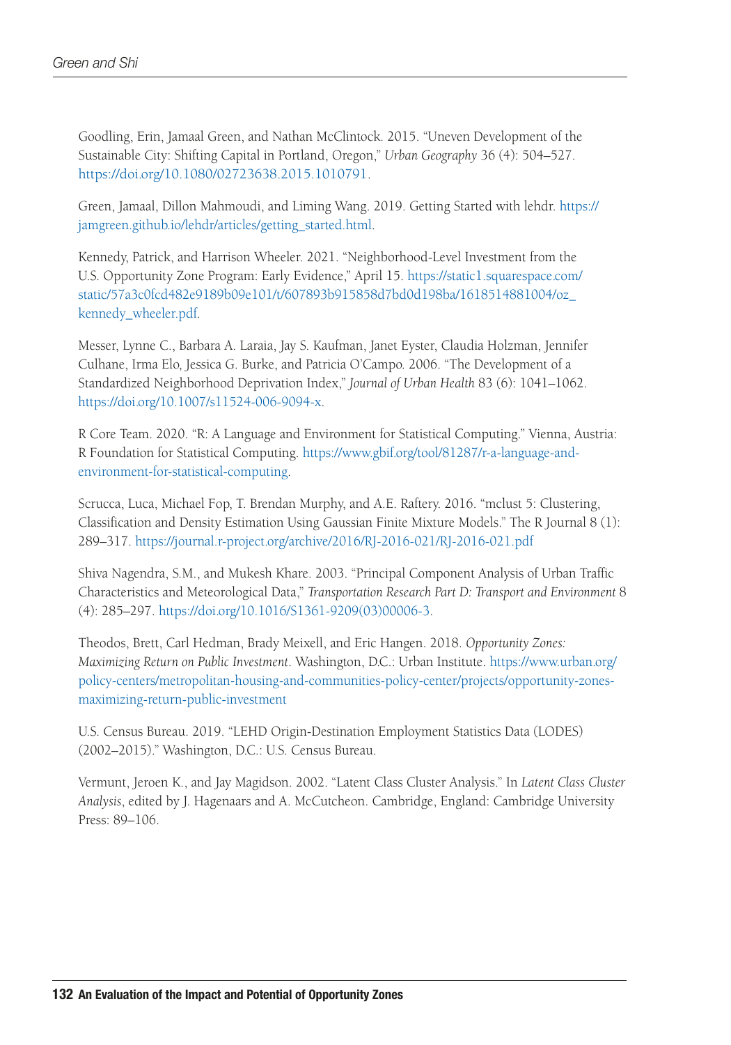Goodling, Erin, Jamaal Green, and Nathan McClintock. 2015. "Uneven Development of the Sustainable City: Shifting Capital in Portland, Oregon," *Urban Geography* 36 (4): 504–527. https://doi.org/10.1080/02723638.2015.1010791.

Green, Jamaal, Dillon Mahmoudi, and Liming Wang. 2019. Getting Started with lehdr. https://jamgreen.github.io/lehdr/articles/getting_started.html.

Kennedy, Patrick, and Harrison Wheeler. 2021. "Neighborhood-Level Investment from the U.S. Opportunity Zone Program: Early Evidence," April 15. https://static1.squarespace.com/static/57a3c0fcd482e9189b09e101/t/607893b915858d7bd0d198ba/1618514881004/oz_kennedy_wheeler.pdf.

Messer, Lynne C., Barbara A. Laraia, Jay S. Kaufman, Janet Eyster, Claudia Holzman, Jennifer Culhane, Irma Elo, Jessica G. Burke, and Patricia O'Campo. 2006. "The Development of a Standardized Neighborhood Deprivation Index," *Journal of Urban Health* 83 (6): 1041–1062. https://doi.org/10.1007/s11524-006-9094-x.

R Core Team. 2020. "R: A Language and Environment for Statistical Computing." Vienna, Austria: R Foundation for Statistical Computing. https://www.gbif.org/tool/81287/r-a-language-and-environment-for-statistical-computing.

Scrucca, Luca, Michael Fop, T. Brendan Murphy, and A.E. Raftery. 2016. "mclust 5: Clustering, Classification and Density Estimation Using Gaussian Finite Mixture Models." The R Journal 8 (1): 289–317. https://journal.r-project.org/archive/2016/RJ-2016-021/RJ-2016-021.pdf

Shiva Nagendra, S.M., and Mukesh Khare. 2003. "Principal Component Analysis of Urban Traffic Characteristics and Meteorological Data," *Transportation Research Part D: Transport and Environment* 8 (4): 285–297. https://doi.org/10.1016/S1361-9209(03)00006-3.

Theodos, Brett, Carl Hedman, Brady Meixell, and Eric Hangen. 2018. *Opportunity Zones: Maximizing Return on Public Investment*. Washington, D.C.: Urban Institute. https://www.urban.org/policy-centers/metropolitan-housing-and-communities-policy-center/projects/opportunity-zones-maximizing-return-public-investment

U.S. Census Bureau. 2019. "LEHD Origin-Destination Employment Statistics Data (LODES) (2002–2015)." Washington, D.C.: U.S. Census Bureau.

Vermunt, Jeroen K., and Jay Magidson. 2002. "Latent Class Cluster Analysis." In *Latent Class Cluster Analysis*, edited by J. Hagenaars and A. McCutcheon. Cambridge, England: Cambridge University Press: 89–106.